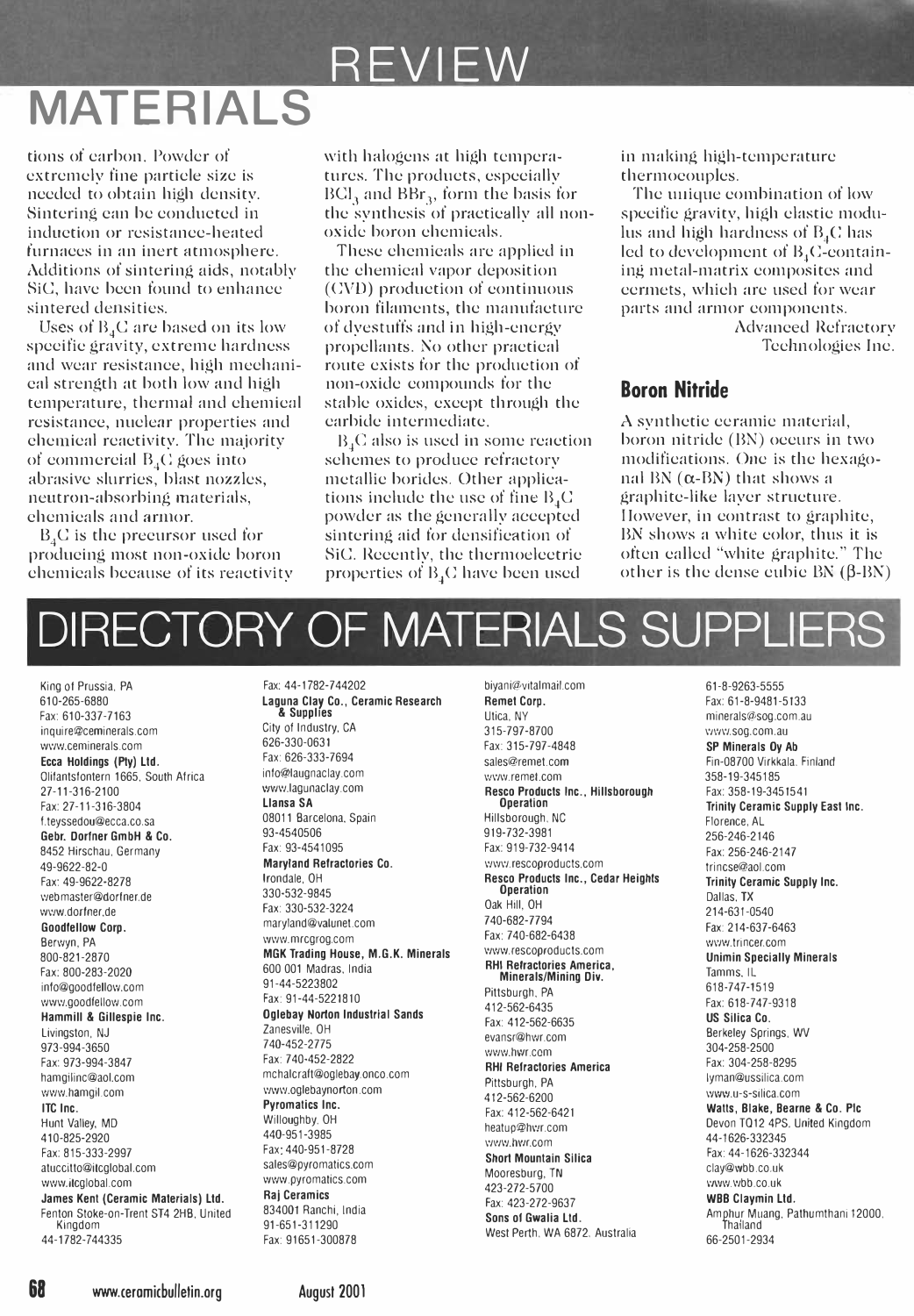# MATERIALS REVIEW

tions of carbon. Powder of extremely fine particle size is needed to obtain high density. Sintering can be conducted in induction or resistance-heated furnaces in an inert atmosphere. Additions of sintering aids, notably SiC, have been found to enhance sintered densities.

Uses of $B_4C$ are based on its low specific gravity, extreme hardness and wear resistance, high mechanical strength at both low and high temperature, thermal and chemical resistance, nuclear properties and chemical reactivity. The majority of commercial $B_4C$ goes into abrasive slurries, blast nozzles, neutron-absorbing materials, chemicals and armor.

$B_4C$ is the precursor used for producing most non-oxide boron chemicals because of its reactivity with halogens at high temperatures. The products, especially $BCl_3$ and $BBr_3$, form the basis for the synthesis of practically all non-oxide boron chemicals.

These chemicals are applied in the chemical vapor deposition (CVD) production of continuous boron filaments, the manufacture of dyestuffs and in high-energy propellants. No other practical route exists for the production of non-oxide compounds for the stable oxides, except through the carbide intermediate.

$B_4C$ also is used in some reaction schemes to produce refractory metallic borides. Other applications include the use of fine $B_4C$ powder as the generally accepted sintering aid for densification of SiC. Recently, the thermoelectric properties of $B_4C$ have been used in making high-temperature thermocouples.

The unique combination of low specific gravity, high elastic modulus and high hardness of $B_4C$ has led to development of $B_4C$-containing metal-matrix composites and cermets, which are used for wear parts and armor components.

Advanced Refractory Technologies Inc.

## Boron Nitride

A synthetic ceramic material, boron nitride (BN) occurs in two modifications. One is the hexagonal BN (α-BN) that shows a graphite-like layer structure. However, in contrast to graphite, BN shows a white color, thus it is often called "white graphite." The other is the dense cubic BN (β-BN)

# DIRECTORY OF MATERIALS SUPPLIERS

King of Prussia, PA
610-265-6880
Fax: 610-337-7163
inquire@ceminerals.com
www.ceminerals.com

**Ecca Holdings (Pty) Ltd.**
Olifantsfontern 1665, South Africa
27-11-316-2100
Fax: 27-11-316-3804
f.teyssedou@ecca.co.sa

**Gebr. Dorfner GmbH & Co.**
8452 Hirschau, Germany
49-9622-82-0
Fax: 49-9622-8278
webmaster@dorfner.de
www.dorfner.de

**Goodfellow Corp.**
Berwyn, PA
800-821-2870
Fax: 800-283-2020
info@goodfellow.com
www.goodfellow.com

**Hammill & Gillespie Inc.**
Livingston, NJ
973-994-3650
Fax: 973-994-3847
hamgilinc@aol.com
www.hamgil.com

**ITC Inc.**
Hunt Valley, MD
410-825-2920
Fax: 815-333-2997
atuccitto@itcglobal.com
www.itcglobal.com

**James Kent (Ceramic Materials) Ltd.**
Fenton Stoke-on-Trent ST4 2HB, United Kingdom
44-1782-744335
Fax: 44-1782-744202

**Laguna Clay Co., Ceramic Research & Supplies**
City of Industry, CA
626-330-0631
Fax: 626-333-7694
info@laugnaclay.com
www.lagunaclay.com

**Llansa SA**
08011 Barcelona, Spain
93-4540506
Fax: 93-4541095

**Maryland Refractories Co.**
Irondale, OH
330-532-9845
Fax: 330-532-3224
maryland@valunet.com
www.mrcgrog.com

**MGK Trading House, M.G.K. Minerals**
600 001 Madras, India
91-44-5223802
Fax: 91-44-5221810

**Oglebay Norton Industrial Sands**
Zanesville, OH
740-452-2775
Fax: 740-452-2822
mchalcraft@oglebay.onco.com
www.oglebaynorton.com

**Pyromatics Inc.**
Willoughby, OH
440-951-3985
Fax: 440-951-8728
sales@pyromatics.com
www.pyromatics.com

**Raj Ceramics**
834001 Ranchi, India
91-651-311290
Fax: 91651-300878
biyani@vitalmail.com

**Remet Corp.**
Utica, NY
315-797-8700
Fax: 315-797-4848
sales@remet.com
www.remet.com

**Resco Products Inc., Hillsborough Operation**
Hillsborough, NC
919-732-3981
Fax: 919-732-9414
www.rescoproducts.com

**Resco Products Inc., Cedar Heights Operation**
Oak Hill, OH
740-682-7794
Fax: 740-682-6438
www.rescoproducts.com

**RHI Refractories America, Minerals/Mining Div.**
Pittsburgh, PA
412-562-6435
Fax: 412-562-6635
evansr@hwr.com
www.hwr.com

**RHI Refractories America**
Pittsburgh, PA
412-562-6200
Fax: 412-562-6421
heatup@hwr.com
www.hwr.com

**Short Mountain Silica**
Mooresburg, TN
423-272-5700
Fax: 423-272-9637

**Sons of Gwalia Ltd.**
West Perth, WA 6872, Australia
61-8-9263-5555
Fax: 61-8-9481-5133
minerals@sog.com.au
www.sog.com.au

**SP Minerals Oy Ab**
Fin-08700 Virkkala, Finland
358-19-345185
Fax: 358-19-3451541

**Trinity Ceramic Supply East Inc.**
Florence, AL
256-246-2146
Fax: 256-246-2147
trincse@aol.com

**Trinity Ceramic Supply Inc.**
Dallas, TX
214-631-0540
Fax: 214-637-6463
www.trincer.com

**Unimin Specialty Minerals**
Tamms, IL
618-747-1519
Fax: 618-747-9318

**US Silica Co.**
Berkeley Springs, WV
304-258-2500
Fax: 304-258-8295
lyman@ussilica.com
www.u-s-silica.com

**Watts, Blake, Bearne & Co. Plc**
Devon TQ12 4PS, United Kingdom
44-1626-332345
Fax: 44-1626-332344
clay@wbb.co.uk
www.wbb.co.uk

**WBB Claymin Ltd.**
Amphur Muang, Pathumthani 12000, Thailand
66-2501-2934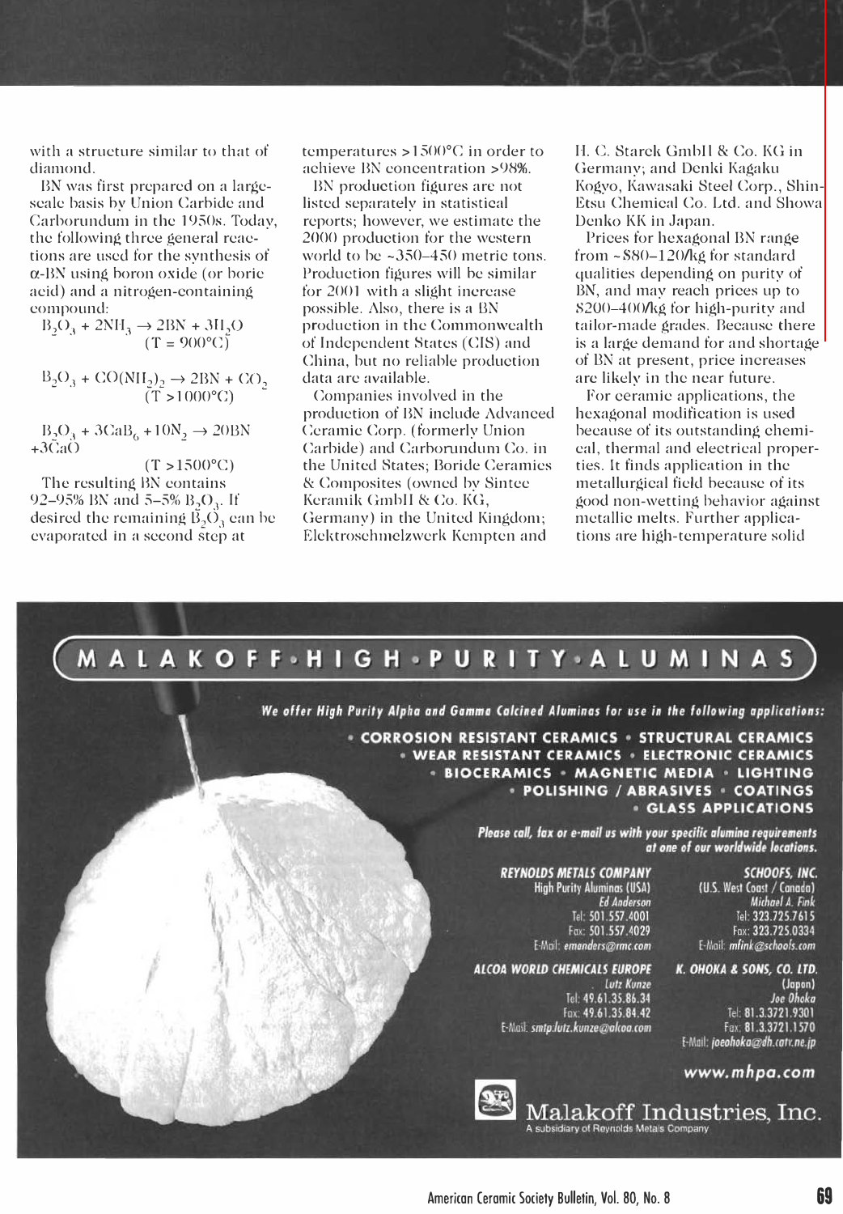with a structure similar to that of diamond.

BN was first prepared on a large-scale basis by Union Carbide and Carborundum in the 1950s. Today, the following three general reactions are used for the synthesis of α-BN using boron oxide (or boric acid) and a nitrogen-containing compound:

$$B_2O_3 + 2NH_3 \rightarrow 2BN + 3H_2O \quad (T = 900°C)$$

$$B_2O_3 + CO(NH_2)_2 \rightarrow 2BN + CO_2 \quad (T > 1000°C)$$

$$B_2O_3 + 3CaB_6 + 10N_2 \rightarrow 20BN + 3CaO \quad (T > 1500°C)$$

The resulting BN contains 92–95% BN and 5–5% $B_2O_3$. If desired the remaining $B_2O_3$ can be evaporated in a second step at temperatures >1500°C in order to achieve BN concentration >98%.

BN production figures are not listed separately in statistical reports; however, we estimate the 2000 production for the western world to be ~350–450 metric tons. Production figures will be similar for 2001 with a slight increase possible. Also, there is a BN production in the Commonwealth of Independent States (CIS) and China, but no reliable production data are available.

Companies involved in the production of BN include Advanced Ceramic Corp. (formerly Union Carbide) and Carborundum Co. in the United States; Boride Ceramics & Composites (owned by Sintec Keramik GmbH & Co. KG, Germany) in the United Kingdom; Elektroschmelzwerk Kempten and H. C. Starck GmbH & Co. KG in Germany; and Denki Kagaku Kogyo, Kawasaki Steel Corp., Shin-Etsu Chemical Co. Ltd. and Showa Denko KK in Japan.

Prices for hexagonal BN range from ~$80–120/kg for standard qualities depending on purity of BN, and may reach prices up to $200–400/kg for high-purity and tailor-made grades. Because there is a large demand for and shortage of BN at present, price increases are likely in the near future.

For ceramic applications, the hexagonal modification is used because of its outstanding chemical, thermal and electrical properties. It finds application in the metallurgical field because of its good non-wetting behavior against metallic melts. Further applications are high-temperature solid

MALAKOFF • HIGH • PURITY • ALUMINAS

*We offer High Purity Alpha and Gamma Calcined Aluminas for use in the following applications:*

- CORROSION RESISTANT CERAMICS • STRUCTURAL CERAMICS
- WEAR RESISTANT CERAMICS • ELECTRONIC CERAMICS
- BIOCERAMICS • MAGNETIC MEDIA • LIGHTING
- POLISHING / ABRASIVES • COATINGS
- GLASS APPLICATIONS

*Please call, fax or e-mail us with your specific alumina requirements at one of our worldwide locations.*

**REYNOLDS METALS COMPANY**
High Purity Aluminas (USA)
Ed Anderson
Tel: 501.557.4001
Fax: 501.557.4029
E-Mail: emanders@rmc.com

**SCHOOFS, INC.**
(U.S. West Coast / Canada)
Michael A. Fink
Tel: 323.725.7615
Fax: 323.725.0334
E-Mail: mfink@schoofs.com

**ALCOA WORLD CHEMICALS EUROPE**
Lutz Kunze
Tel: 49.61.35.86.34
Fax: 49.61.35.84.42
E-Mail: smtp:lutz.kunze@alcoa.com

**K. OHOKA & SONS, CO. LTD.**
(Japan)
Joe Ohoka
Tel: 81.3.3721.9301
Fax: 81.3.3721.1570
E-Mail: joeohoka@dh.catv.ne.jp

www.mhpa.com

Malakoff Industries, Inc.
A subsidiary of Reynolds Metals Company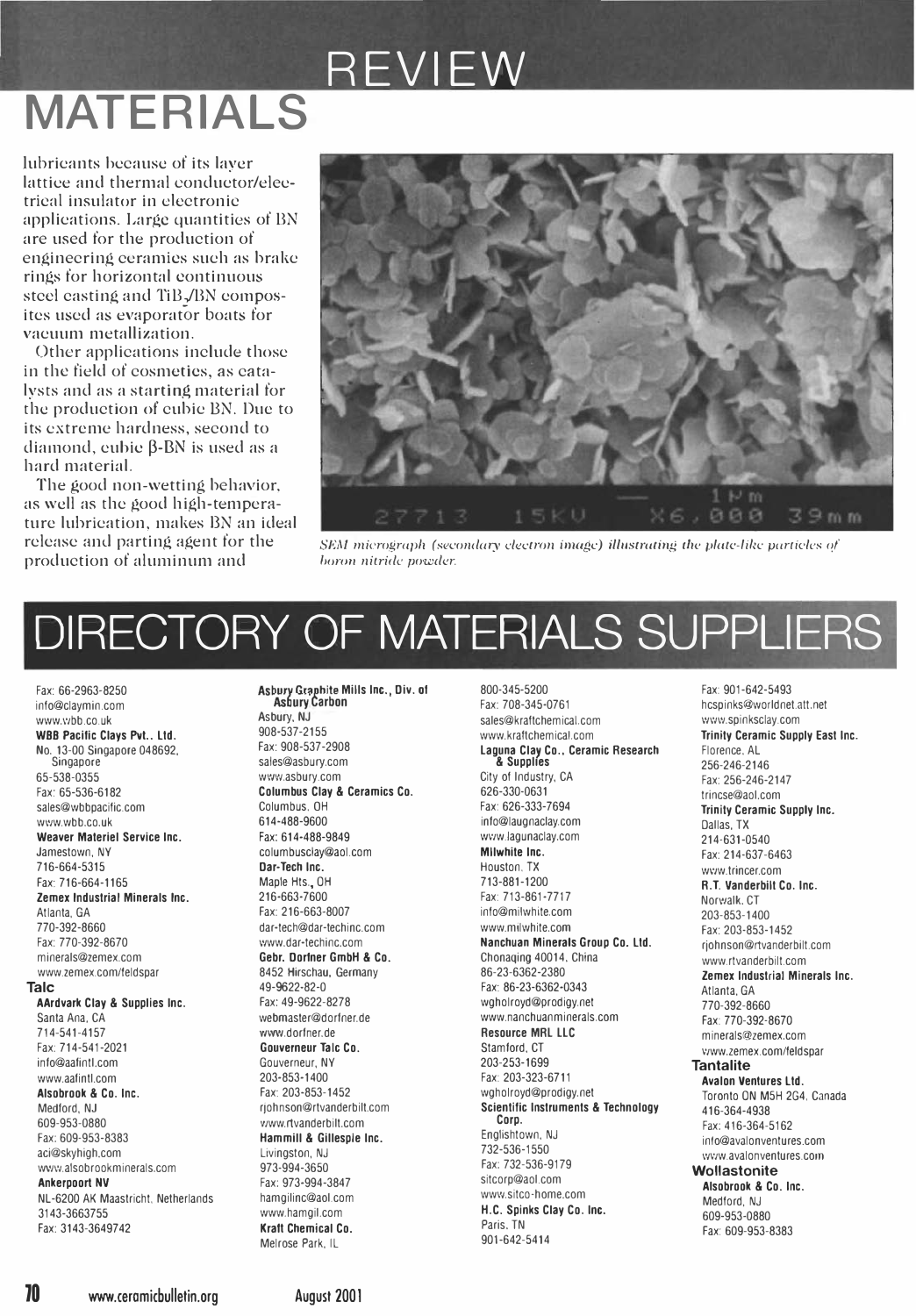# MATERIALS REVIEW

lubricants because of its layer lattice and thermal conductor/electrical insulator in electronic applications. Large quantities of BN are used for the production of engineering ceramics such as brake rings for horizontal continuous steel casting and $TiB_2$/BN composites used as evaporator boats for vacuum metallization.

Other applications include those in the field of cosmetics, as catalysts and as a starting material for the production of cubic BN. Due to its extreme hardness, second to diamond, cubic β-BN is used as a hard material.

The good non-wetting behavior, as well as the good high-temperature lubrication, makes BN an ideal release and parting agent for the production of aluminum and

*SEM micrograph (secondary electron image) illustrating the plate-like particles of boron nitride powder.*

# DIRECTORY OF MATERIALS SUPPLIERS

Fax: 66-2963-8250
info@claymin.com
www.wbb.co.uk

**WBB Pacific Clays Pvt.. Ltd.**
No. 13-00 Singapore 048692, Singapore
65-538-0355
Fax: 65-536-6182
sales@wbbpacific.com
www.wbb.co.uk

**Weaver Materiel Service Inc.**
Jamestown, NY
716-664-5315
Fax: 716-664-1165

**Zemex Industrial Minerals Inc.**
Atlanta, GA
770-392-8660
Fax: 770-392-8670
minerals@zemex.com
www.zemex.com/feldspar

## Talc

**AArdvark Clay & Supplies Inc.**
Santa Ana, CA
714-541-4157
Fax: 714-541-2021
info@aafintl.com
www.aafintl.com

**Alsobrook & Co. Inc.**
Medford, NJ
609-953-0880
Fax: 609-953-8383
aci@skyhigh.com
www.alsobrookminerals.com

**Ankerpoort NV**
NL-6200 AK Maastricht, Netherlands
3143-3663755
Fax: 3143-3649742

**Asbury Graphite Mills Inc., Div. of Asbury Carbon**
Asbury, NJ
908-537-2155
Fax: 908-537-2908
sales@asbury.com
www.asbury.com

**Columbus Clay & Ceramics Co.**
Columbus, OH
614-488-9600
Fax: 614-488-9849
columbusclay@aol.com

**Dar-Tech Inc.**
Maple Hts., OH
216-663-7600
Fax: 216-663-8007
dar-tech@dar-techinc.com
www.dar-techinc.com

**Gebr. Dorfner GmbH & Co.**
8452 Hirschau, Germany
49-9622-82-0
Fax: 49-9622-8278
webmaster@dorfner.de
www.dorfner.de

**Gouverneur Talc Co.**
Gouverneur, NY
203-853-1400
Fax: 203-853-1452
rjohnson@rtvanderbilt.com
www.rtvanderbilt.com

**Hammill & Gillespie Inc.**
Livingston, NJ
973-994-3650
Fax: 973-994-3847
hamgilinc@aol.com
www.hamgil.com

**Kraft Chemical Co.**
Melrose Park, IL
800-345-5200
Fax: 708-345-0761
sales@kraftchemical.com
www.kraftchemical.com

**Laguna Clay Co., Ceramic Research & Supplies**
City of Industry, CA
626-330-0631
Fax: 626-333-7694
info@laugnaclay.com
www.lagunaclay.com

**Milwhite Inc.**
Houston, TX
713-881-1200
Fax: 713-861-7717
info@milwhite.com
www.milwhite.com

**Nanchuan Minerals Group Co. Ltd.**
Chonaqing 40014, China
86-23-6362-2380
Fax: 86-23-6362-0343
wgholroyd@prodigy.net
www.nanchuanminerals.com

**Resource MRL LLC**
Stamford, CT
203-253-1699
Fax: 203-323-6711
wgholroyd@prodigy.net

**Scientific Instruments & Technology Corp.**
Englishtown, NJ
732-536-1550
Fax: 732-536-9179
sitcorp@aol.com
www.sitco-home.com

**H.C. Spinks Clay Co. Inc.**
Paris, TN
901-642-5414
Fax: 901-642-5493
hcspinks@worldnet.att.net
www.spinksclay.com

**Trinity Ceramic Supply East Inc.**
Florence, AL
256-246-2146
Fax: 256-246-2147
trincse@aol.com

**Trinity Ceramic Supply Inc.**
Dallas, TX
214-631-0540
Fax: 214-637-6463
www.trincer.com

**R.T. Vanderbilt Co. Inc.**
Norwalk, CT
203-853-1400
Fax: 203-853-1452
rjohnson@rtvanderbilt.com
www.rtvanderbilt.com

**Zemex Industrial Minerals Inc.**
Atlanta, GA
770-392-8660
Fax: 770-392-8670
minerals@zemex.com
www.zemex.com/feldspar

## Tantalite

**Avalon Ventures Ltd.**
Toronto ON M5H 2G4, Canada
416-364-4938
Fax: 416-364-5162
info@avalonventures.com
www.avalonventures.com

## Wollastonite

**Alsobrook & Co. Inc.**
Medford, NJ
609-953-0880
Fax: 609-953-8383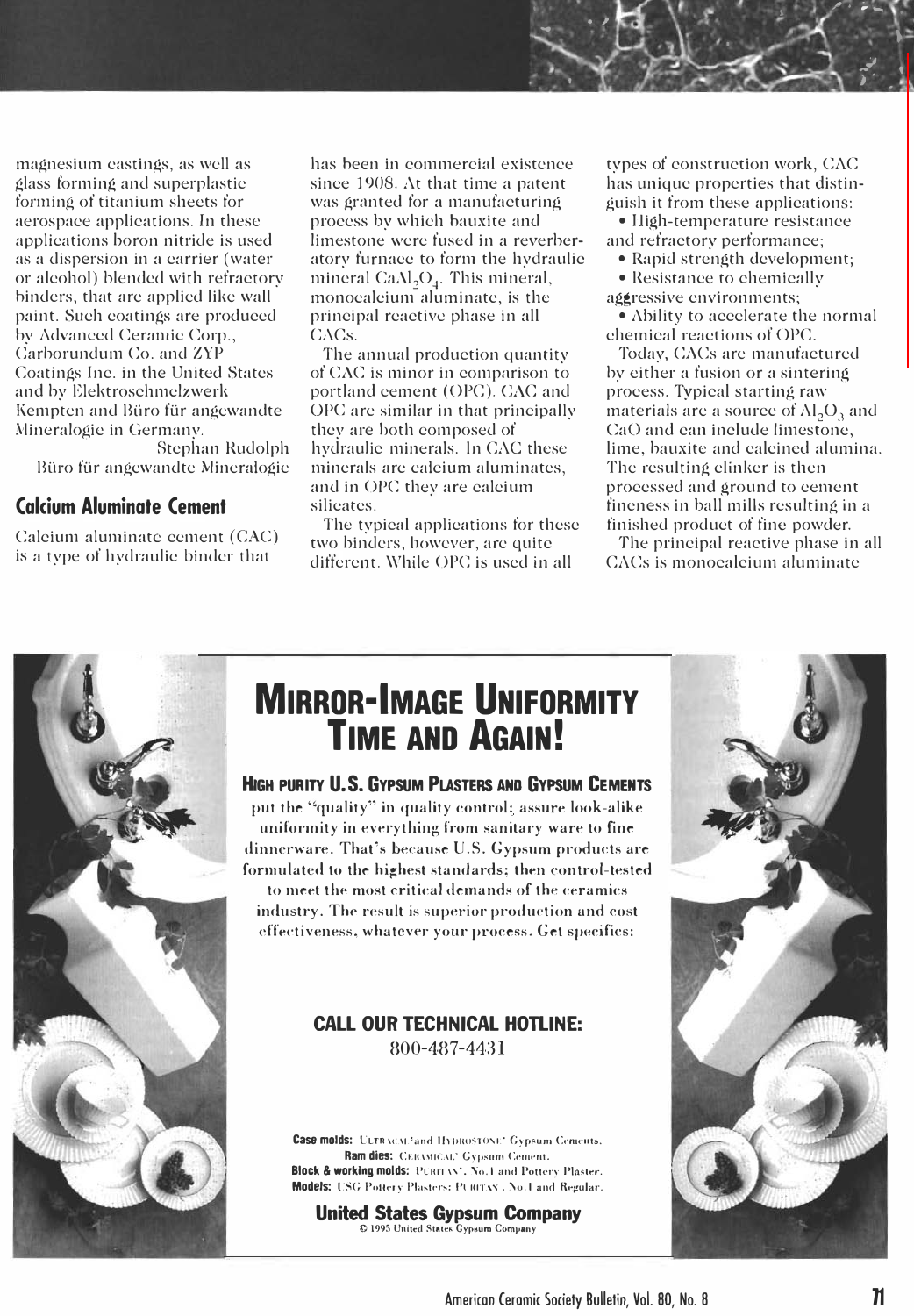magnesium castings, as well as glass forming and superplastic forming of titanium sheets for aerospace applications. In these applications boron nitride is used as a dispersion in a carrier (water or alcohol) blended with refractory binders, that are applied like wall paint. Such coatings are produced by Advanced Ceramic Corp., Carborundum Co. and ZYP Coatings Inc. in the United States and by Elektroschmelzwerk Kempten and Büro für angewandte Mineralogie in Germany.

Stephan Rudolph
Büro für angewandte Mineralogie

## Calcium Aluminate Cement

Calcium aluminate cement (CAC) is a type of hydraulic binder that has been in commercial existence since 1908. At that time a patent was granted for a manufacturing process by which bauxite and limestone were fused in a reverberatory furnace to form the hydraulic mineral $CaAl_2O_4$. This mineral, monocalcium aluminate, is the principal reactive phase in all CACs.

The annual production quantity of CAC is minor in comparison to portland cement (OPC). CAC and OPC are similar in that principally they are both composed of hydraulic minerals. In CAC these minerals are calcium aluminates, and in OPC they are calcium silicates.

The typical applications for these two binders, however, are quite different. While OPC is used in all types of construction work, CAC has unique properties that distinguish it from these applications:

- High-temperature resistance and refractory performance;
- Rapid strength development;
- Resistance to chemically aggressive environments;
- Ability to accelerate the normal chemical reactions of OPC.

Today, CACs are manufactured by either a fusion or a sintering process. Typical starting raw materials are a source of $Al_2O_3$ and CaO and can include limestone, lime, bauxite and calcined alumina. The resulting clinker is then processed and ground to cement fineness in ball mills resulting in a finished product of fine powder.

The principal reactive phase in all CACs is monocalcium aluminate

# MIRROR-IMAGE UNIFORMITY TIME AND AGAIN!

**HIGH PURITY U.S. GYPSUM PLASTERS AND GYPSUM CEMENTS** put the "quality" in quality control; assure look-alike uniformity in everything from sanitary ware to fine dinnerware. That's because U.S. Gypsum products are formulated to the highest standards; then control-tested to meet the most critical demands of the ceramics industry. The result is superior production and cost effectiveness, whatever your process. Get specifics:

**CALL OUR TECHNICAL HOTLINE:**
800-487-4431

**Case molds:** ULTRACAL® and HYDROSTONE® Gypsum Cements.
**Ram dies:** CERAMICAL® Gypsum Cement.
**Block & working molds:** PURITAN®, No.1 and Pottery Plaster.
**Models:** USG Pottery Plasters: PURITAN, No.1 and Regular.

**United States Gypsum Company**
© 1995 United States Gypsum Company